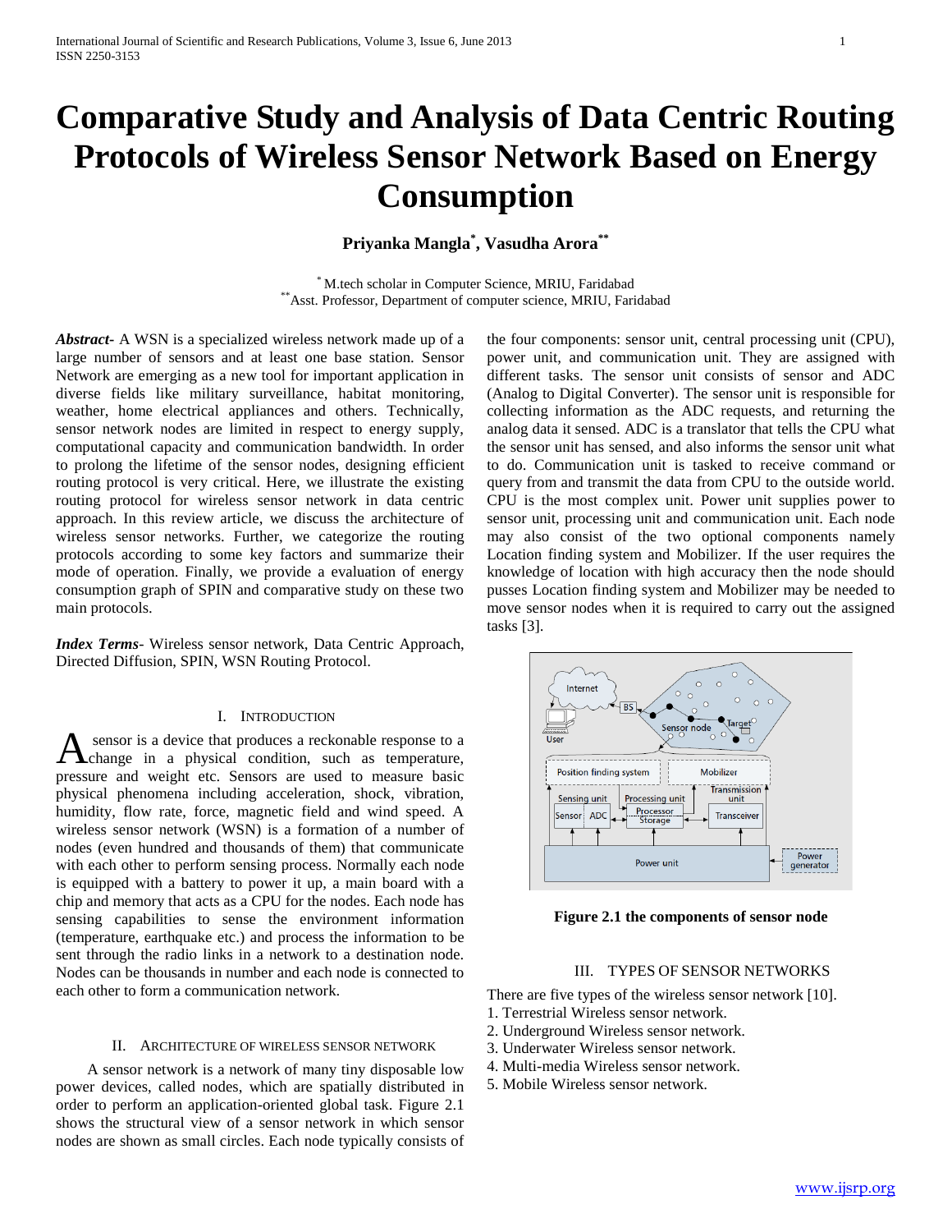# Comparative Study and Analysis of Data Centric Routing Protocols of Wireless Sensor Network Based on Energy Consumption

**Priyanka Mangla[*], Vasudha Arora[**]**

[*] M.tech scholar in Computer Science, MRIU, Faridabad
[**] Asst. Professor, Department of computer science, MRIU, Faridabad

***Abstract***- A WSN is a specialized wireless network made up of a large number of sensors and at least one base station. Sensor Network are emerging as a new tool for important application in diverse fields like military surveillance, habitat monitoring, weather, home electrical appliances and others. Technically, sensor network nodes are limited in respect to energy supply, computational capacity and communication bandwidth. In order to prolong the lifetime of the sensor nodes, designing efficient routing protocol is very critical. Here, we illustrate the existing routing protocol for wireless sensor network in data centric approach. In this review article, we discuss the architecture of wireless sensor networks. Further, we categorize the routing protocols according to some key factors and summarize their mode of operation. Finally, we provide a evaluation of energy consumption graph of SPIN and comparative study on these two main protocols.

***Index Terms***- Wireless sensor network, Data Centric Approach, Directed Diffusion, SPIN, WSN Routing Protocol.

## I. Introduction

A sensor is a device that produces a reckonable response to a change in a physical condition, such as temperature, pressure and weight etc. Sensors are used to measure basic physical phenomena including acceleration, shock, vibration, humidity, flow rate, force, magnetic field and wind speed. A wireless sensor network (WSN) is a formation of a number of nodes (even hundred and thousands of them) that communicate with each other to perform sensing process. Normally each node is equipped with a battery to power it up, a main board with a chip and memory that acts as a CPU for the nodes. Each node has sensing capabilities to sense the environment information (temperature, earthquake etc.) and process the information to be sent through the radio links in a network to a destination node. Nodes can be thousands in number and each node is connected to each other to form a communication network.

## II. Architecture of Wireless Sensor Network

A sensor network is a network of many tiny disposable low power devices, called nodes, which are spatially distributed in order to perform an application-oriented global task. Figure 2.1 shows the structural view of a sensor network in which sensor nodes are shown as small circles. Each node typically consists of the four components: sensor unit, central processing unit (CPU), power unit, and communication unit. They are assigned with different tasks. The sensor unit consists of sensor and ADC (Analog to Digital Converter). The sensor unit is responsible for collecting information as the ADC requests, and returning the analog data it sensed. ADC is a translator that tells the CPU what the sensor unit has sensed, and also informs the sensor unit what to do. Communication unit is tasked to receive command or query from and transmit the data from CPU to the outside world. CPU is the most complex unit. Power unit supplies power to sensor unit, processing unit and communication unit. Each node may also consist of the two optional components namely Location finding system and Mobilizer. If the user requires the knowledge of location with high accuracy then the node should pusses Location finding system and Mobilizer may be needed to move sensor nodes when it is required to carry out the assigned tasks [3].

**Figure 2.1 the components of sensor node**

## III. Types of Sensor Networks

There are five types of the wireless sensor network [10].

1. Terrestrial Wireless sensor network.
2. Underground Wireless sensor network.
3. Underwater Wireless sensor network.
4. Multi-media Wireless sensor network.
5. Mobile Wireless sensor network.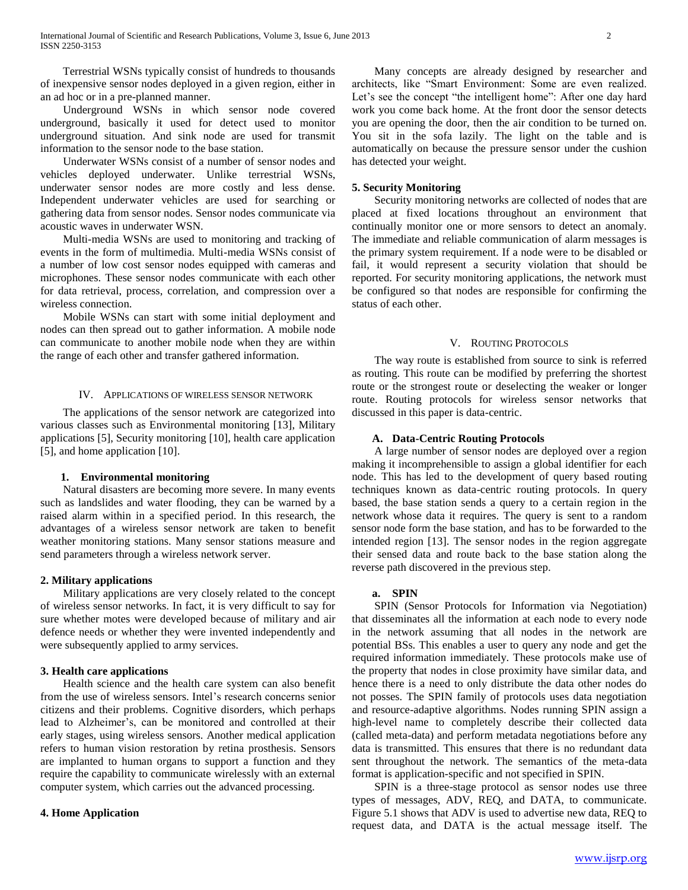Terrestrial WSNs typically consist of hundreds to thousands of inexpensive sensor nodes deployed in a given region, either in an ad hoc or in a pre-planned manner.

Underground WSNs in which sensor node covered underground, basically it used for detect used to monitor underground situation. And sink node are used for transmit information to the sensor node to the base station.

Underwater WSNs consist of a number of sensor nodes and vehicles deployed underwater. Unlike terrestrial WSNs, underwater sensor nodes are more costly and less dense. Independent underwater vehicles are used for searching or gathering data from sensor nodes. Sensor nodes communicate via acoustic waves in underwater WSN.

Multi-media WSNs are used to monitoring and tracking of events in the form of multimedia. Multi-media WSNs consist of a number of low cost sensor nodes equipped with cameras and microphones. These sensor nodes communicate with each other for data retrieval, process, correlation, and compression over a wireless connection.

Mobile WSNs can start with some initial deployment and nodes can then spread out to gather information. A mobile node can communicate to another mobile node when they are within the range of each other and transfer gathered information.

## IV. Applications of Wireless Sensor Network

The applications of the sensor network are categorized into various classes such as Environmental monitoring [13], Military applications [5], Security monitoring [10], health care application [5], and home application [10].

### 1. Environmental monitoring

Natural disasters are becoming more severe. In many events such as landslides and water flooding, they can be warned by a raised alarm within in a specified period. In this research, the advantages of a wireless sensor network are taken to benefit weather monitoring stations. Many sensor stations measure and send parameters through a wireless network server.

### 2. Military applications

Military applications are very closely related to the concept of wireless sensor networks. In fact, it is very difficult to say for sure whether motes were developed because of military and air defence needs or whether they were invented independently and were subsequently applied to army services.

### 3. Health care applications

Health science and the health care system can also benefit from the use of wireless sensors. Intel's research concerns senior citizens and their problems. Cognitive disorders, which perhaps lead to Alzheimer's, can be monitored and controlled at their early stages, using wireless sensors. Another medical application refers to human vision restoration by retina prosthesis. Sensors are implanted to human organs to support a function and they require the capability to communicate wirelessly with an external computer system, which carries out the advanced processing.

### 4. Home Application

Many concepts are already designed by researcher and architects, like "Smart Environment: Some are even realized. Let's see the concept "the intelligent home": After one day hard work you come back home. At the front door the sensor detects you are opening the door, then the air condition to be turned on. You sit in the sofa lazily. The light on the table and is automatically on because the pressure sensor under the cushion has detected your weight.

### 5. Security Monitoring

Security monitoring networks are collected of nodes that are placed at fixed locations throughout an environment that continually monitor one or more sensors to detect an anomaly. The immediate and reliable communication of alarm messages is the primary system requirement. If a node were to be disabled or fail, it would represent a security violation that should be reported. For security monitoring applications, the network must be configured so that nodes are responsible for confirming the status of each other.

## V. Routing Protocols

The way route is established from source to sink is referred as routing. This route can be modified by preferring the shortest route or the strongest route or deselecting the weaker or longer route. Routing protocols for wireless sensor networks that discussed in this paper is data-centric.

### A. Data-Centric Routing Protocols

A large number of sensor nodes are deployed over a region making it incomprehensible to assign a global identifier for each node. This has led to the development of query based routing techniques known as data-centric routing protocols. In query based, the base station sends a query to a certain region in the network whose data it requires. The query is sent to a random sensor node form the base station, and has to be forwarded to the intended region [13]. The sensor nodes in the region aggregate their sensed data and route back to the base station along the reverse path discovered in the previous step.

#### a. SPIN

SPIN (Sensor Protocols for Information via Negotiation) that disseminates all the information at each node to every node in the network assuming that all nodes in the network are potential BSs. This enables a user to query any node and get the required information immediately. These protocols make use of the property that nodes in close proximity have similar data, and hence there is a need to only distribute the data other nodes do not posses. The SPIN family of protocols uses data negotiation and resource-adaptive algorithms. Nodes running SPIN assign a high-level name to completely describe their collected data (called meta-data) and perform metadata negotiations before any data is transmitted. This ensures that there is no redundant data sent throughout the network. The semantics of the meta-data format is application-specific and not specified in SPIN.

SPIN is a three-stage protocol as sensor nodes use three types of messages, ADV, REQ, and DATA, to communicate. Figure 5.1 shows that ADV is used to advertise new data, REQ to request data, and DATA is the actual message itself. The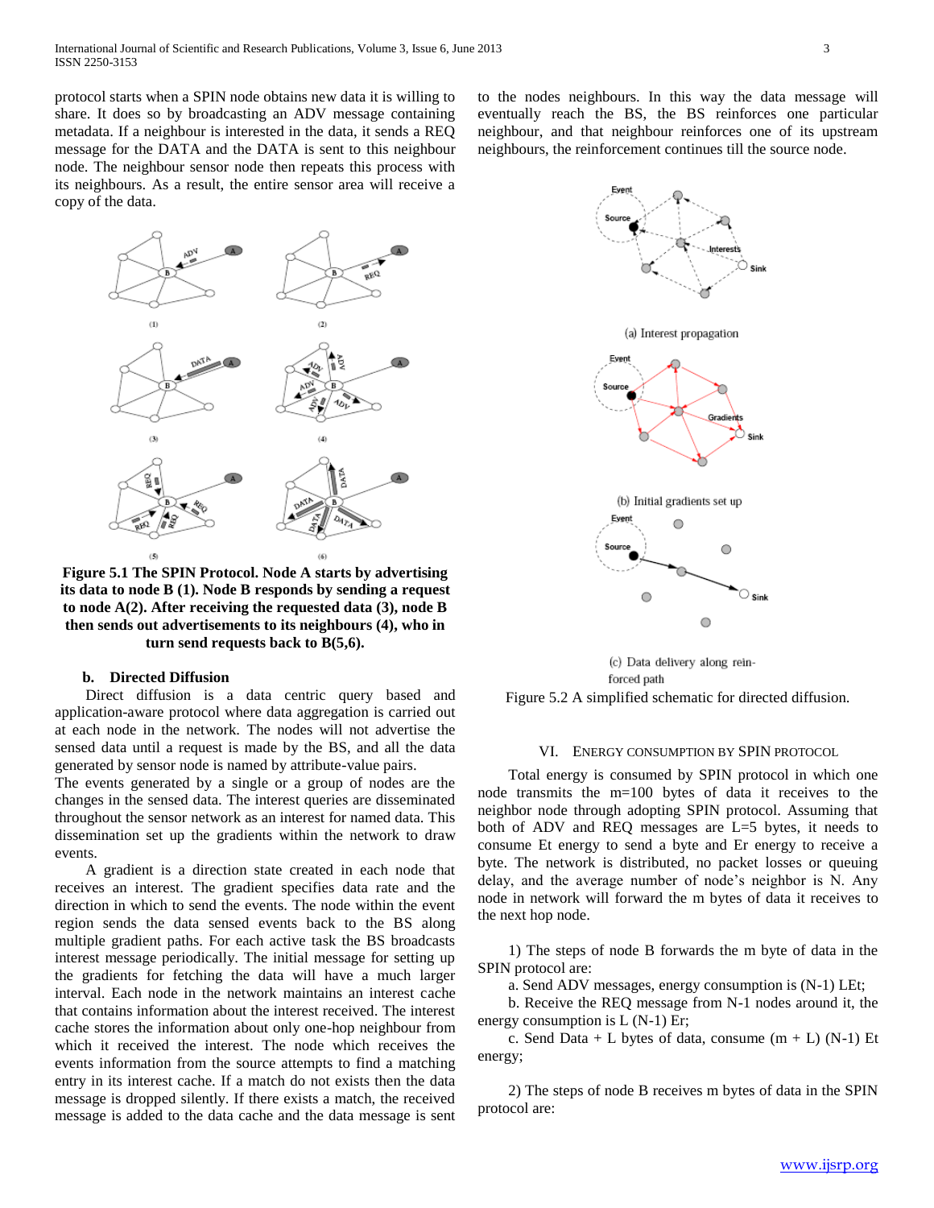protocol starts when a SPIN node obtains new data it is willing to share. It does so by broadcasting an ADV message containing metadata. If a neighbour is interested in the data, it sends a REQ message for the DATA and the DATA is sent to this neighbour node. The neighbour sensor node then repeats this process with its neighbours. As a result, the entire sensor area will receive a copy of the data.

**Figure 5.1 The SPIN Protocol. Node A starts by advertising its data to node B (1). Node B responds by sending a request to node A(2). After receiving the requested data (3), node B then sends out advertisements to its neighbours (4), who in turn send requests back to B(5,6).**

### b. Directed Diffusion

Direct diffusion is a data centric query based and application-aware protocol where data aggregation is carried out at each node in the network. The nodes will not advertise the sensed data until a request is made by the BS, and all the data generated by sensor node is named by attribute-value pairs.

The events generated by a single or a group of nodes are the changes in the sensed data. The interest queries are disseminated throughout the sensor network as an interest for named data. This dissemination set up the gradients within the network to draw events.

A gradient is a direction state created in each node that receives an interest. The gradient specifies data rate and the direction in which to send the events. The node within the event region sends the data sensed events back to the BS along multiple gradient paths. For each active task the BS broadcasts interest message periodically. The initial message for setting up the gradients for fetching the data will have a much larger interval. Each node in the network maintains an interest cache that contains information about the interest received. The interest cache stores the information about only one-hop neighbour from which it received the interest. The node which receives the events information from the source attempts to find a matching entry in its interest cache. If a match do not exists then the data message is dropped silently. If there exists a match, the received message is added to the data cache and the data message is sent to the nodes neighbours. In this way the data message will eventually reach the BS, the BS reinforces one particular neighbour, and that neighbour reinforces one of its upstream neighbours, the reinforcement continues till the source node.

(a) Interest propagation

(b) Initial gradients set up

(c) Data delivery along reinforced path

Figure 5.2 A simplified schematic for directed diffusion.

## VI. Energy Consumption by SPIN Protocol

Total energy is consumed by SPIN protocol in which one node transmits the m=100 bytes of data it receives to the neighbor node through adopting SPIN protocol. Assuming that both of ADV and REQ messages are L=5 bytes, it needs to consume Et energy to send a byte and Er energy to receive a byte. The network is distributed, no packet losses or queuing delay, and the average number of node's neighbor is N. Any node in network will forward the m bytes of data it receives to the next hop node.

1) The steps of node B forwards the m byte of data in the SPIN protocol are:

a. Send ADV messages, energy consumption is $(N-1)$ LEt;

b. Receive the REQ message from N-1 nodes around it, the energy consumption is L $(N-1)$ Er;

c. Send Data + L bytes of data, consume $(m + L)$ $(N-1)$ Et energy;

2) The steps of node B receives m bytes of data in the SPIN protocol are: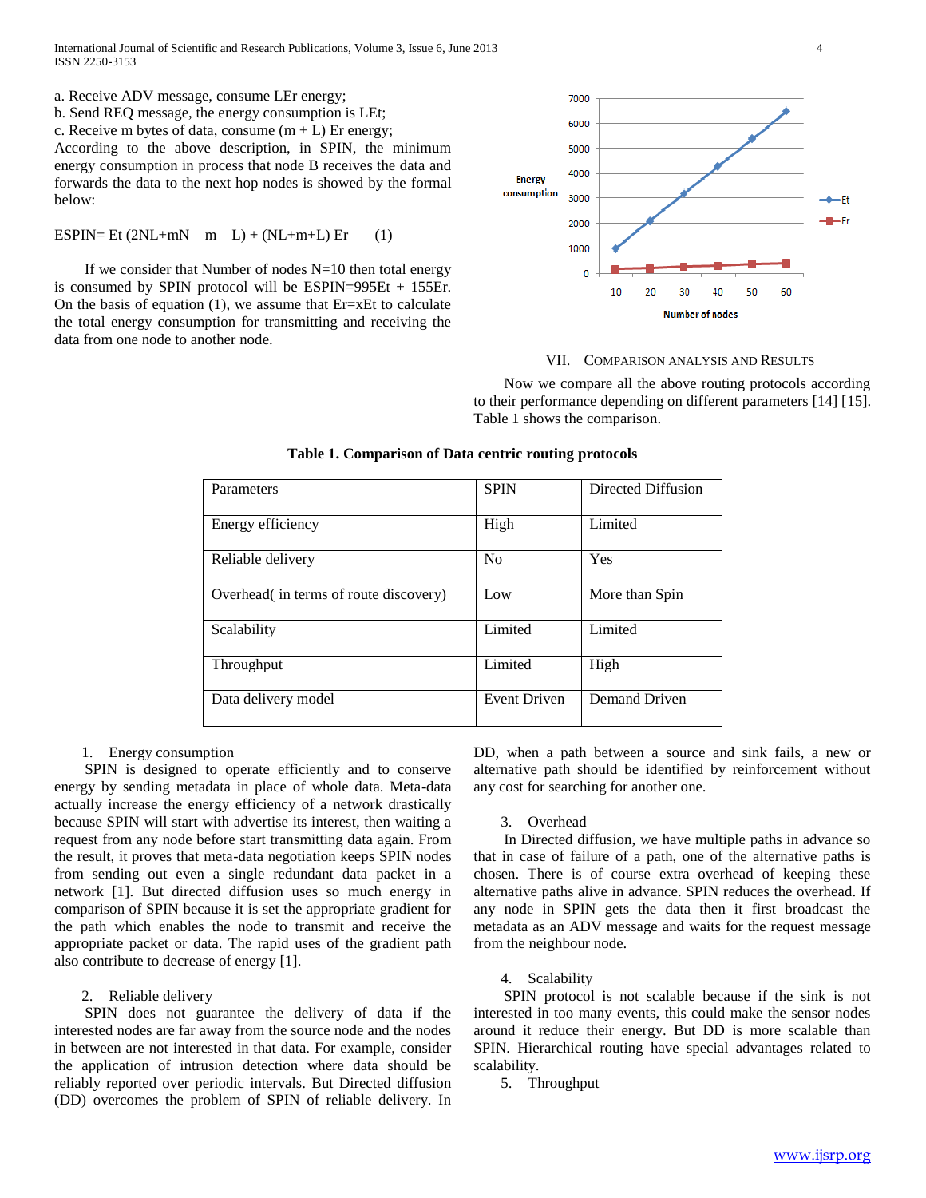a. Receive ADV message, consume LEr energy;
b. Send REQ message, the energy consumption is LEt;
c. Receive m bytes of data, consume (m + L) Er energy;
According to the above description, in SPIN, the minimum energy consumption in process that node B receives the data and forwards the data to the next hop nodes is showed by the formal below:

$$E_{SPIN}= Et\ (2NL+mN—m—L) + (NL+m+L)\ Er \qquad (1)$$

If we consider that Number of nodes N=10 then total energy is consumed by SPIN protocol will be ESPIN=995Et + 155Er. On the basis of equation (1), we assume that Er=xEt to calculate the total energy consumption for transmitting and receiving the data from one node to another node.

## VII. Comparison Analysis and Results

Now we compare all the above routing protocols according to their performance depending on different parameters [14] [15]. Table 1 shows the comparison.

**Table 1. Comparison of Data centric routing protocols**

| Parameters | SPIN | Directed Diffusion |
|---|---|---|
| Energy efficiency | High | Limited |
| Reliable delivery | No | Yes |
| Overhead( in terms of route discovery) | Low | More than Spin |
| Scalability | Limited | Limited |
| Throughput | Limited | High |
| Data delivery model | Event Driven | Demand Driven |

1. Energy consumption

SPIN is designed to operate efficiently and to conserve energy by sending metadata in place of whole data. Meta-data actually increase the energy efficiency of a network drastically because SPIN will start with advertise its interest, then waiting a request from any node before start transmitting data again. From the result, it proves that meta-data negotiation keeps SPIN nodes from sending out even a single redundant data packet in a network [1]. But directed diffusion uses so much energy in comparison of SPIN because it is set the appropriate gradient for the path which enables the node to transmit and receive the appropriate packet or data. The rapid uses of the gradient path also contribute to decrease of energy [1].

2. Reliable delivery

SPIN does not guarantee the delivery of data if the interested nodes are far away from the source node and the nodes in between are not interested in that data. For example, consider the application of intrusion detection where data should be reliably reported over periodic intervals. But Directed diffusion (DD) overcomes the problem of SPIN of reliable delivery. In DD, when a path between a source and sink fails, a new or alternative path should be identified by reinforcement without any cost for searching for another one.

3. Overhead

In Directed diffusion, we have multiple paths in advance so that in case of failure of a path, one of the alternative paths is chosen. There is of course extra overhead of keeping these alternative paths alive in advance. SPIN reduces the overhead. If any node in SPIN gets the data then it first broadcast the metadata as an ADV message and waits for the request message from the neighbour node.

4. Scalability

SPIN protocol is not scalable because if the sink is not interested in too many events, this could make the sensor nodes around it reduce their energy. But DD is more scalable than SPIN. Hierarchical routing have special advantages related to scalability.

5. Throughput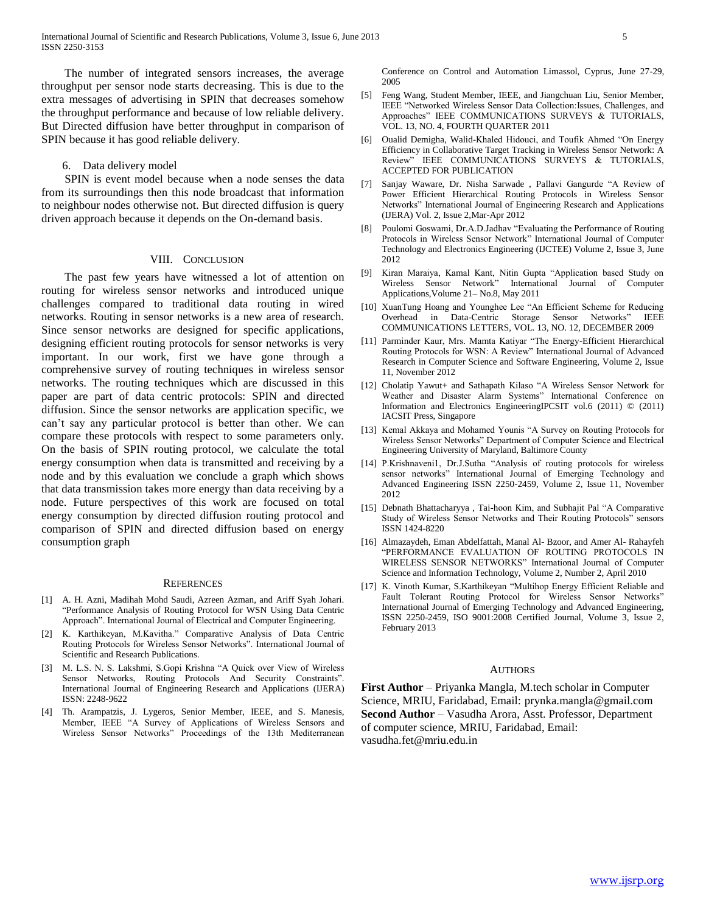The number of integrated sensors increases, the average throughput per sensor node starts decreasing. This is due to the extra messages of advertising in SPIN that decreases somehow the throughput performance and because of low reliable delivery. But Directed diffusion have better throughput in comparison of SPIN because it has good reliable delivery.

6. Data delivery model

SPIN is event model because when a node senses the data from its surroundings then this node broadcast that information to neighbour nodes otherwise not. But directed diffusion is query driven approach because it depends on the On-demand basis.

## VIII. Conclusion

The past few years have witnessed a lot of attention on routing for wireless sensor networks and introduced unique challenges compared to traditional data routing in wired networks. Routing in sensor networks is a new area of research. Since sensor networks are designed for specific applications, designing efficient routing protocols for sensor networks is very important. In our work, first we have gone through a comprehensive survey of routing techniques in wireless sensor networks. The routing techniques which are discussed in this paper are part of data centric protocols: SPIN and directed diffusion. Since the sensor networks are application specific, we can't say any particular protocol is better than other. We can compare these protocols with respect to some parameters only. On the basis of SPIN routing protocol, we calculate the total energy consumption when data is transmitted and receiving by a node and by this evaluation we conclude a graph which shows that data transmission takes more energy than data receiving by a node. Future perspectives of this work are focused on total energy consumption by directed diffusion routing protocol and comparison of SPIN and directed diffusion based on energy consumption graph

## References

[1] A. H. Azni, Madihah Mohd Saudi, Azreen Azman, and Ariff Syah Johari. "Performance Analysis of Routing Protocol for WSN Using Data Centric Approach". International Journal of Electrical and Computer Engineering.

[2] K. Karthikeyan, M.Kavitha." Comparative Analysis of Data Centric Routing Protocols for Wireless Sensor Networks". International Journal of Scientific and Research Publications.

[3] M. L.S. N. S. Lakshmi, S.Gopi Krishna "A Quick over View of Wireless Sensor Networks, Routing Protocols And Security Constraints". International Journal of Engineering Research and Applications (IJERA) ISSN: 2248-9622

[4] Th. Arampatzis, J. Lygeros, Senior Member, IEEE, and S. Manesis, Member, IEEE "A Survey of Applications of Wireless Sensors and Wireless Sensor Networks" Proceedings of the 13th Mediterranean Conference on Control and Automation Limassol, Cyprus, June 27-29, 2005

[5] Feng Wang, Student Member, IEEE, and Jiangchuan Liu, Senior Member, IEEE "Networked Wireless Sensor Data Collection:Issues, Challenges, and Approaches" IEEE COMMUNICATIONS SURVEYS & TUTORIALS, VOL. 13, NO. 4, FOURTH QUARTER 2011

[6] Oualid Demigha, Walid-Khaled Hidouci, and Toufik Ahmed "On Energy Efficiency in Collaborative Target Tracking in Wireless Sensor Network: A Review" IEEE COMMUNICATIONS SURVEYS & TUTORIALS, ACCEPTED FOR PUBLICATION

[7] Sanjay Waware, Dr. Nisha Sarwade , Pallavi Gangurde "A Review of Power Efficient Hierarchical Routing Protocols in Wireless Sensor Networks" International Journal of Engineering Research and Applications (IJERA) Vol. 2, Issue 2,Mar-Apr 2012

[8] Poulomi Goswami, Dr.A.D.Jadhav "Evaluating the Performance of Routing Protocols in Wireless Sensor Network" International Journal of Computer Technology and Electronics Engineering (IJCTEE) Volume 2, Issue 3, June 2012

[9] Kiran Maraiya, Kamal Kant, Nitin Gupta "Application based Study on Wireless Sensor Network" International Journal of Computer Applications,Volume 21– No.8, May 2011

[10] XuanTung Hoang and Younghee Lee "An Efficient Scheme for Reducing Overhead in Data-Centric Storage Sensor Networks" IEEE COMMUNICATIONS LETTERS, VOL. 13, NO. 12, DECEMBER 2009

[11] Parminder Kaur, Mrs. Mamta Katiyar "The Energy-Efficient Hierarchical Routing Protocols for WSN: A Review" International Journal of Advanced Research in Computer Science and Software Engineering, Volume 2, Issue 11, November 2012

[12] Cholatip Yawut+ and Sathapath Kilaso "A Wireless Sensor Network for Weather and Disaster Alarm Systems" International Conference on Information and Electronics EngineeringIPCSIT vol.6 (2011) © (2011) IACSIT Press, Singapore

[13] Kemal Akkaya and Mohamed Younis "A Survey on Routing Protocols for Wireless Sensor Networks" Department of Computer Science and Electrical Engineering University of Maryland, Baltimore County

[14] P.Krishnaveni1, Dr.J.Sutha "Analysis of routing protocols for wireless sensor networks" International Journal of Emerging Technology and Advanced Engineering ISSN 2250-2459, Volume 2, Issue 11, November 2012

[15] Debnath Bhattacharyya , Tai-hoon Kim, and Subhajit Pal "A Comparative Study of Wireless Sensor Networks and Their Routing Protocols" sensors ISSN 1424-8220

[16] Almazaydeh, Eman Abdelfattah, Manal Al- Bzoor, and Amer Al- Rahayfeh "PERFORMANCE EVALUATION OF ROUTING PROTOCOLS IN WIRELESS SENSOR NETWORKS" International Journal of Computer Science and Information Technology, Volume 2, Number 2, April 2010

[17] K. Vinoth Kumar, S.Karthikeyan "Multihop Energy Efficient Reliable and Fault Tolerant Routing Protocol for Wireless Sensor Networks" International Journal of Emerging Technology and Advanced Engineering, ISSN 2250-2459, ISO 9001:2008 Certified Journal, Volume 3, Issue 2, February 2013

## Authors

**First Author** – Priyanka Mangla, M.tech scholar in Computer Science, MRIU, Faridabad, Email: prynka.mangla@gmail.com

**Second Author** – Vasudha Arora, Asst. Professor, Department of computer science, MRIU, Faridabad, Email: vasudha.fet@mriu.edu.in